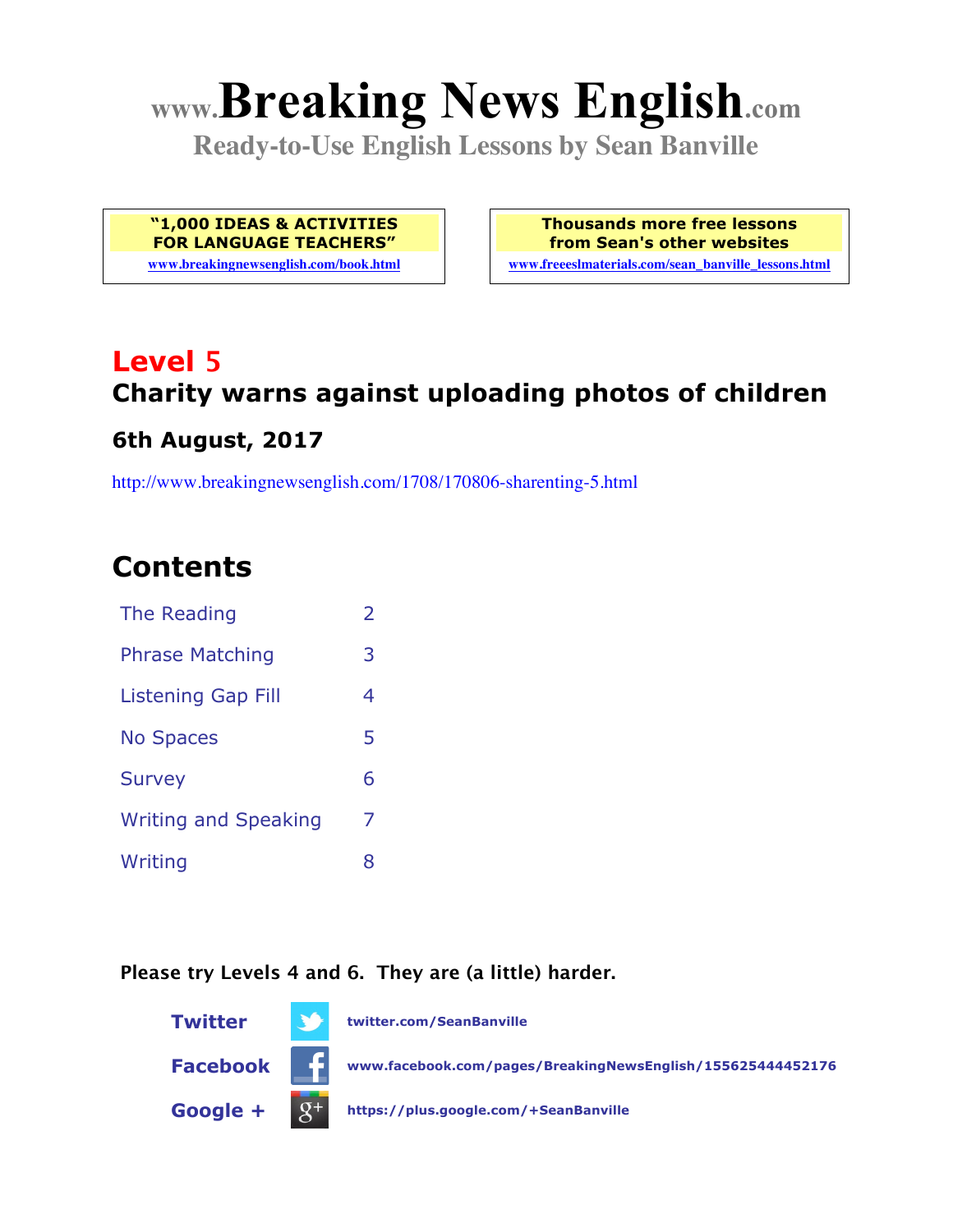# www.Breaking News English.com

**Ready-to-Use English Lessons by Sean Banville**

**"1,000 IDEAS & ACTIVITIES FOR LANGUAGE TEACHERS"**
www.breakingnewsenglish.com/book.html

**Thousands more free lessons from Sean's other websites**
www.freeeslmaterials.com/sean_banville_lessons.html

## Level 5

## Charity warns against uploading photos of children

### 6th August, 2017

http://www.breakingnewsenglish.com/1708/170806-sharenting-5.html

## Contents

| | |
|---|---|
| The Reading | 2 |
| Phrase Matching | 3 |
| Listening Gap Fill | 4 |
| No Spaces | 5 |
| Survey | 6 |
| Writing and Speaking | 7 |
| Writing | 8 |

**Please try Levels 4 and 6. They are (a little) harder.**

**Twitter** twitter.com/SeanBanville

**Facebook** www.facebook.com/pages/BreakingNewsEnglish/155625444452176

**Google +** https://plus.google.com/+SeanBanville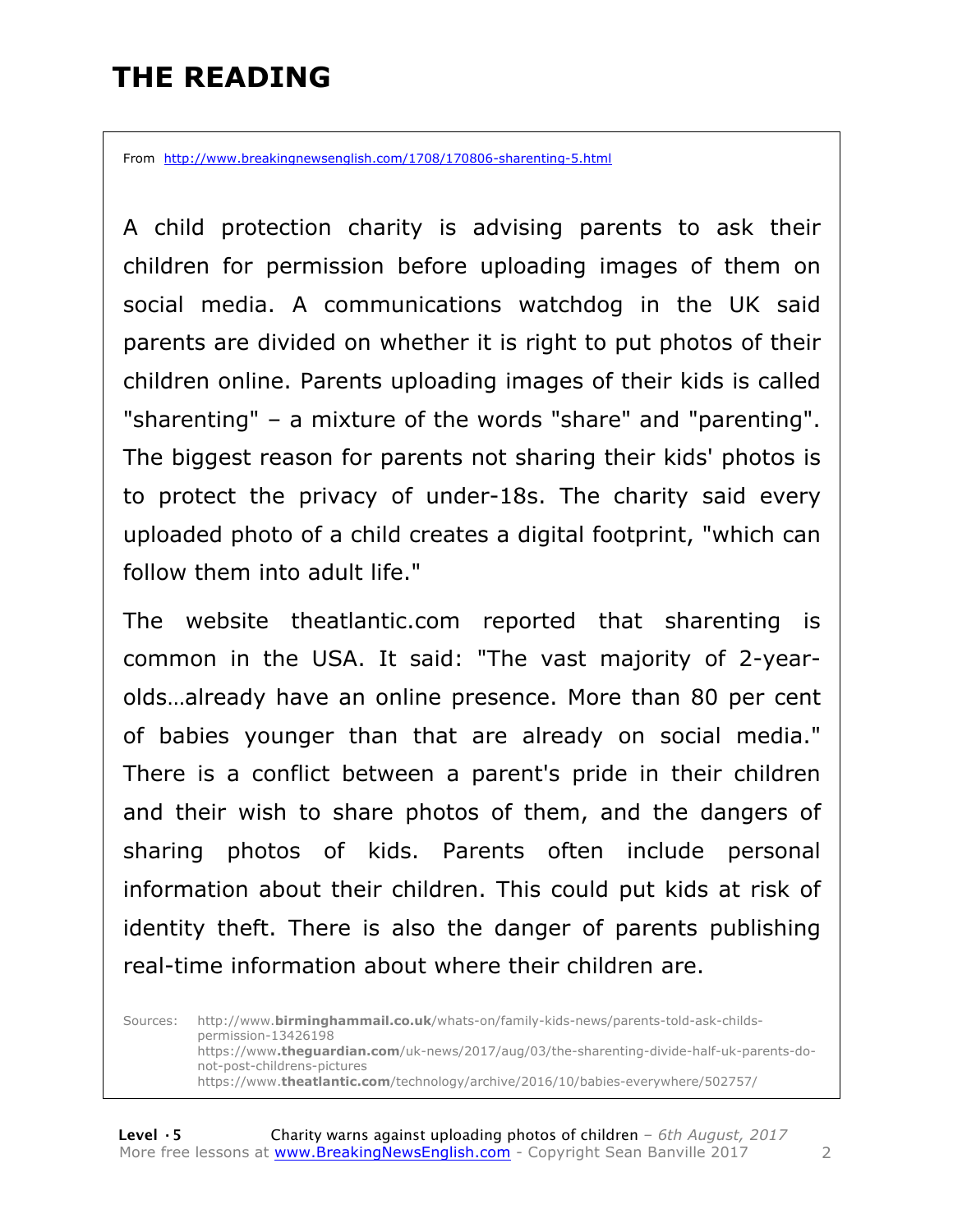# THE READING

From http://www.breakingnewsenglish.com/1708/170806-sharenting-5.html

A child protection charity is advising parents to ask their children for permission before uploading images of them on social media. A communications watchdog in the UK said parents are divided on whether it is right to put photos of their children online. Parents uploading images of their kids is called "sharenting" – a mixture of the words "share" and "parenting". The biggest reason for parents not sharing their kids' photos is to protect the privacy of under-18s. The charity said every uploaded photo of a child creates a digital footprint, "which can follow them into adult life."

The website theatlantic.com reported that sharenting is common in the USA. It said: "The vast majority of 2-year-olds…already have an online presence. More than 80 per cent of babies younger than that are already on social media." There is a conflict between a parent's pride in their children and their wish to share photos of them, and the dangers of sharing photos of kids. Parents often include personal information about their children. This could put kids at risk of identity theft. There is also the danger of parents publishing real-time information about where their children are.

Sources:
http://www.birminghammail.co.uk/whats-on/family-kids-news/parents-told-ask-childs-permission-13426198
https://www.theguardian.com/uk-news/2017/aug/03/the-sharenting-divide-half-uk-parents-do-not-post-childrens-pictures
https://www.theatlantic.com/technology/archive/2016/10/babies-everywhere/502757/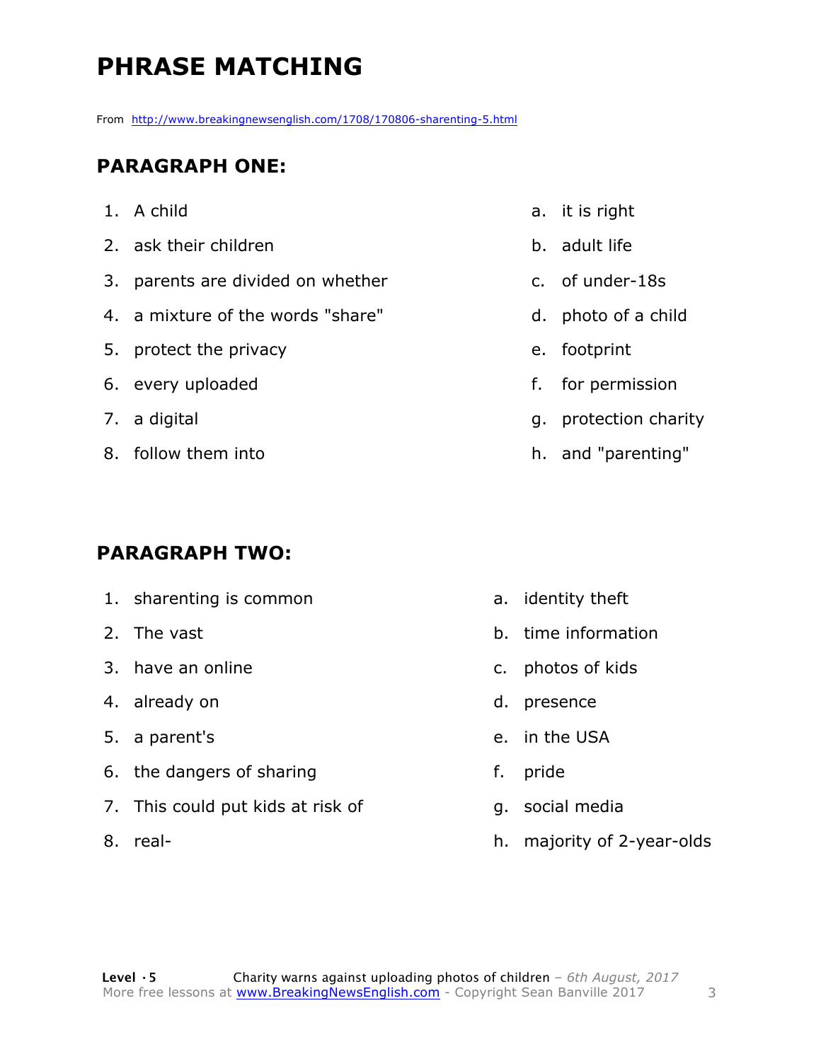# PHRASE MATCHING

From http://www.breakingnewsenglish.com/1708/170806-sharenting-5.html

## PARAGRAPH ONE:

1. A child
2. ask their children
3. parents are divided on whether
4. a mixture of the words "share"
5. protect the privacy
6. every uploaded
7. a digital
8. follow them into

a. it is right
b. adult life
c. of under-18s
d. photo of a child
e. footprint
f. for permission
g. protection charity
h. and "parenting"

## PARAGRAPH TWO:

1. sharenting is common
2. The vast
3. have an online
4. already on
5. a parent's
6. the dangers of sharing
7. This could put kids at risk of
8. real-

a. identity theft
b. time information
c. photos of kids
d. presence
e. in the USA
f. pride
g. social media
h. majority of 2-year-olds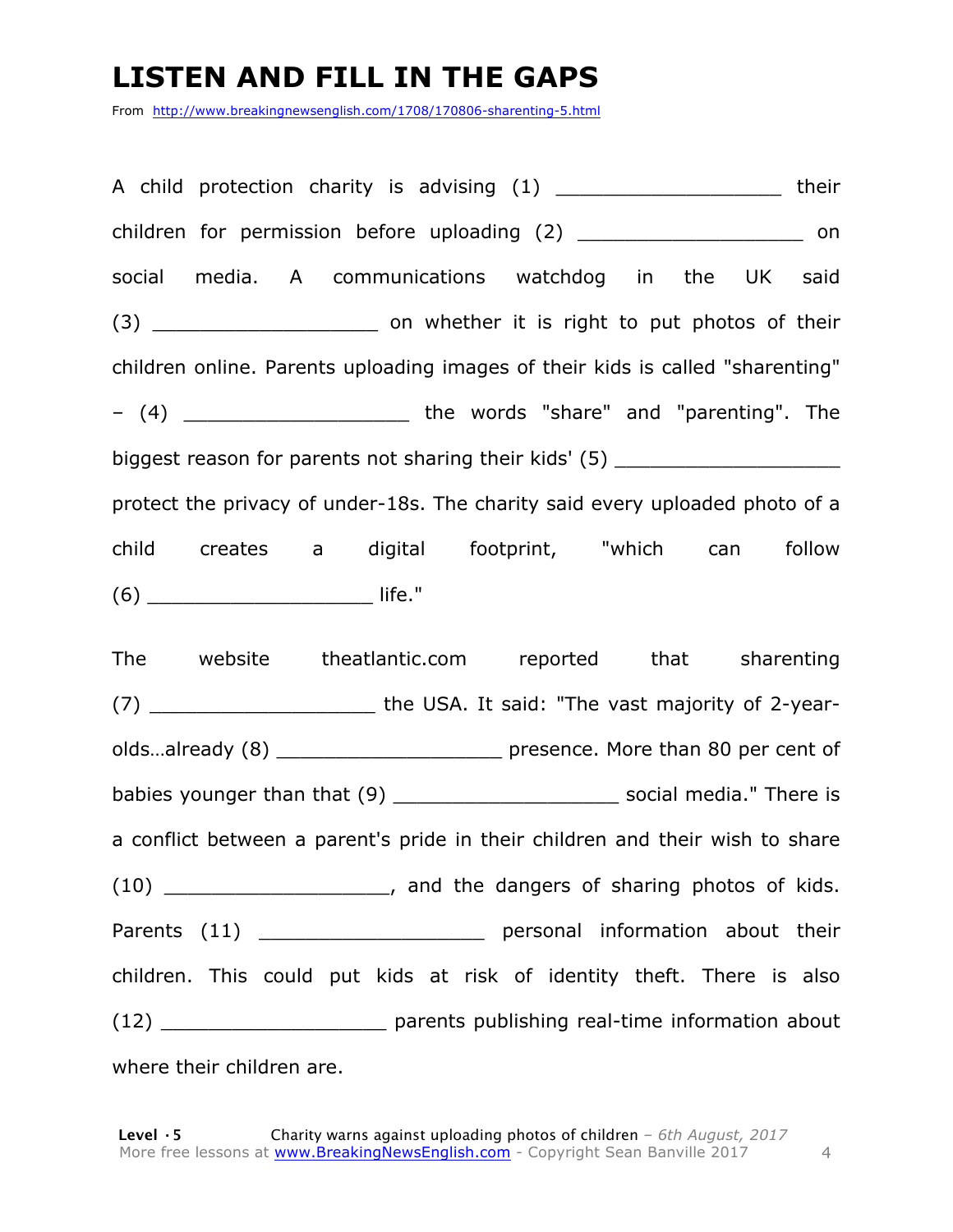# LISTEN AND FILL IN THE GAPS

From http://www.breakingnewsenglish.com/1708/170806-sharenting-5.html

A child protection charity is advising (1) ___________________ their children for permission before uploading (2) ___________________ on social media. A communications watchdog in the UK said (3) ___________________ on whether it is right to put photos of their children online. Parents uploading images of their kids is called "sharenting" – (4) ___________________ the words "share" and "parenting". The biggest reason for parents not sharing their kids' (5) ___________________ protect the privacy of under-18s. The charity said every uploaded photo of a child creates a digital footprint, "which can follow (6) ___________________ life."

The website theatlantic.com reported that sharenting (7) ___________________ the USA. It said: "The vast majority of 2-year-olds…already (8) ___________________ presence. More than 80 per cent of babies younger than that (9) ___________________ social media." There is a conflict between a parent's pride in their children and their wish to share (10) ___________________, and the dangers of sharing photos of kids. Parents (11) ___________________ personal information about their children. This could put kids at risk of identity theft. There is also (12) ___________________ parents publishing real-time information about where their children are.

**Level · 5** Charity warns against uploading photos of children – *6th August, 2017*
More free lessons at www.BreakingNewsEnglish.com - Copyright Sean Banville 2017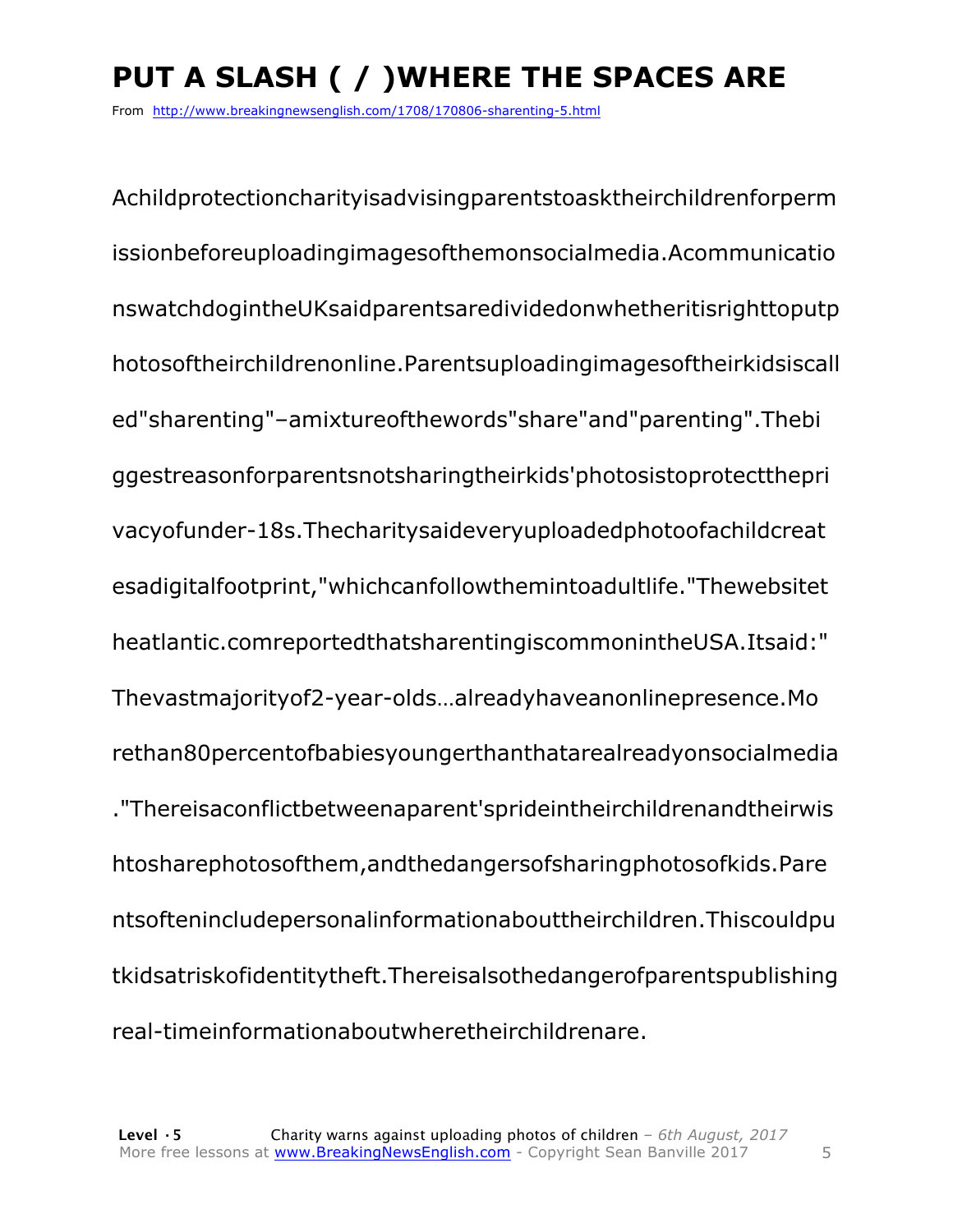# PUT A SLASH ( / )WHERE THE SPACES ARE

From http://www.breakingnewsenglish.com/1708/170806-sharenting-5.html

Achildprotectioncharityisadvisingparentstoasktheirchildrenforperm

issionbeforeuploadingimagesofthemonsocialmedia.Acommunicatio

nswatchdogintheUKsaidparentsaredividedonwhetheritisrighttoputp

hotosoftheirchildrenonline.Parentsuploadingimagesoftheirkidsiscall

ed"sharenting"–amixtureofthewords"share"and"parenting".Thebi

ggestreasonforparentsnotsharingtheirkids'photosistoprotectthepri

vacyofunder-18s.Thecharitysaideveryuploadedphotoofachildcreat

esadigitalfootprint,"whichcanfollowthemintoadultlife."Thewebsitet

heatlantic.comreportedthatsharentingiscommonintheUSA.Itsaid:"

Thevastmajorityof2-year-olds…alreadyhaveanonlinepresence.Mo

rethan80percentofbabiesyoungerthanthatarealreadyonsocialmedia

."Thereisaconflictbetweenaparent'sprideintheirchildrenandtheirwis

htosharephotosofthem,andthedangersofsharingphotosofkids.Pare

ntsoftenincludepersonalinformationabouttheirchildren.Thiscouldpu

tkidsatriskofidentitytheft.Thereisalsothedangerofparentspublishing

real-timeinformationaboutwheretheirchildrenare.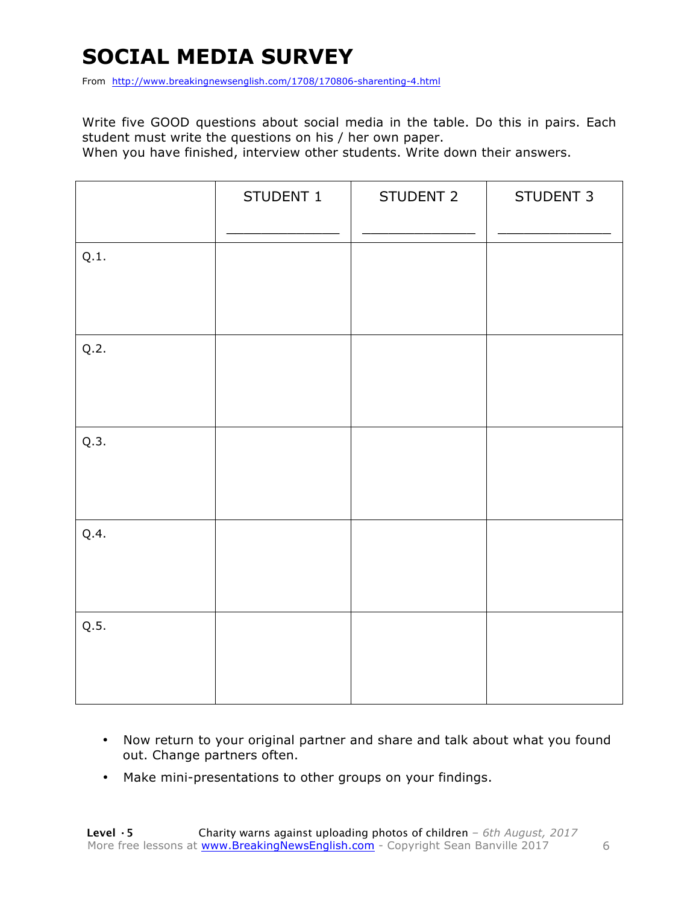# SOCIAL MEDIA SURVEY

From http://www.breakingnewsenglish.com/1708/170806-sharenting-4.html

Write five GOOD questions about social media in the table. Do this in pairs. Each student must write the questions on his / her own paper.
When you have finished, interview other students. Write down their answers.

| | STUDENT 1<br>_______________ | STUDENT 2<br>_______________ | STUDENT 3<br>_______________ |
|---|---|---|---|
| Q.1. | | | |
| Q.2. | | | |
| Q.3. | | | |
| Q.4. | | | |
| Q.5. | | | |

- Now return to your original partner and share and talk about what you found out. Change partners often.
- Make mini-presentations to other groups on your findings.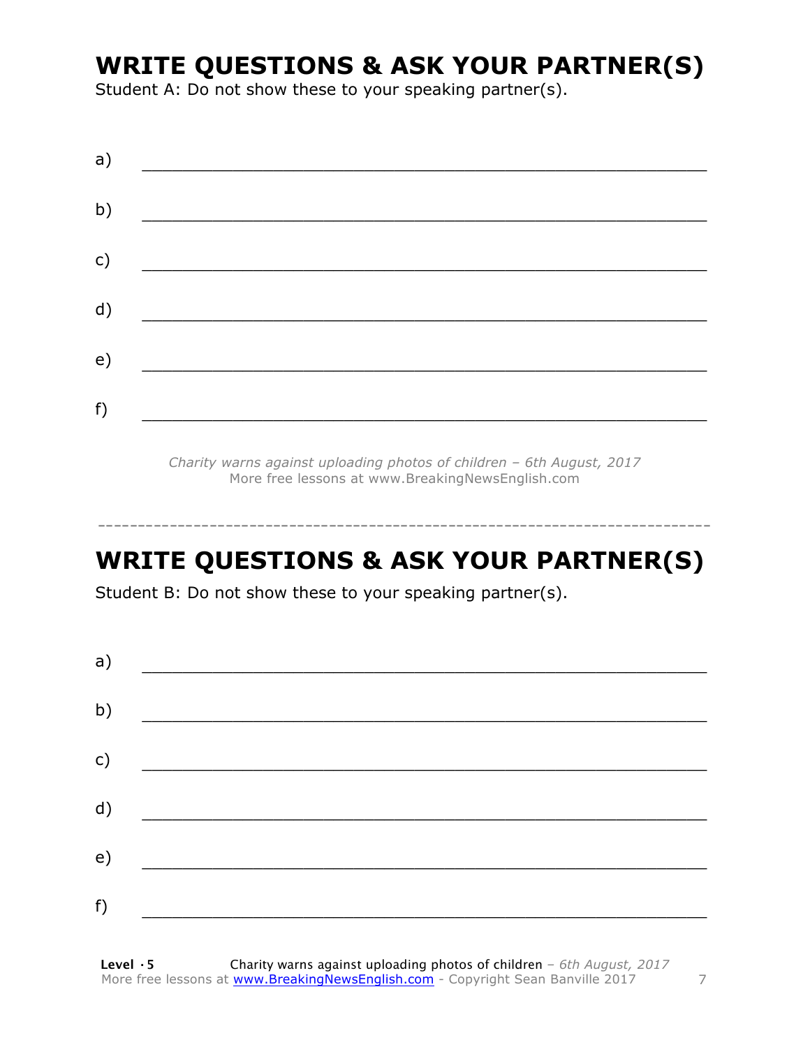## WRITE QUESTIONS & ASK YOUR PARTNER(S)

Student A: Do not show these to your speaking partner(s).

a) ____________________________________________________________

b) ____________________________________________________________

c) ____________________________________________________________

d) ____________________________________________________________

e) ____________________________________________________________

f) ____________________________________________________________

*Charity warns against uploading photos of children – 6th August, 2017*
More free lessons at www.BreakingNewsEnglish.com

---

## WRITE QUESTIONS & ASK YOUR PARTNER(S)

Student B: Do not show these to your speaking partner(s).

a) ____________________________________________________________

b) ____________________________________________________________

c) ____________________________________________________________

d) ____________________________________________________________

e) ____________________________________________________________

f) ____________________________________________________________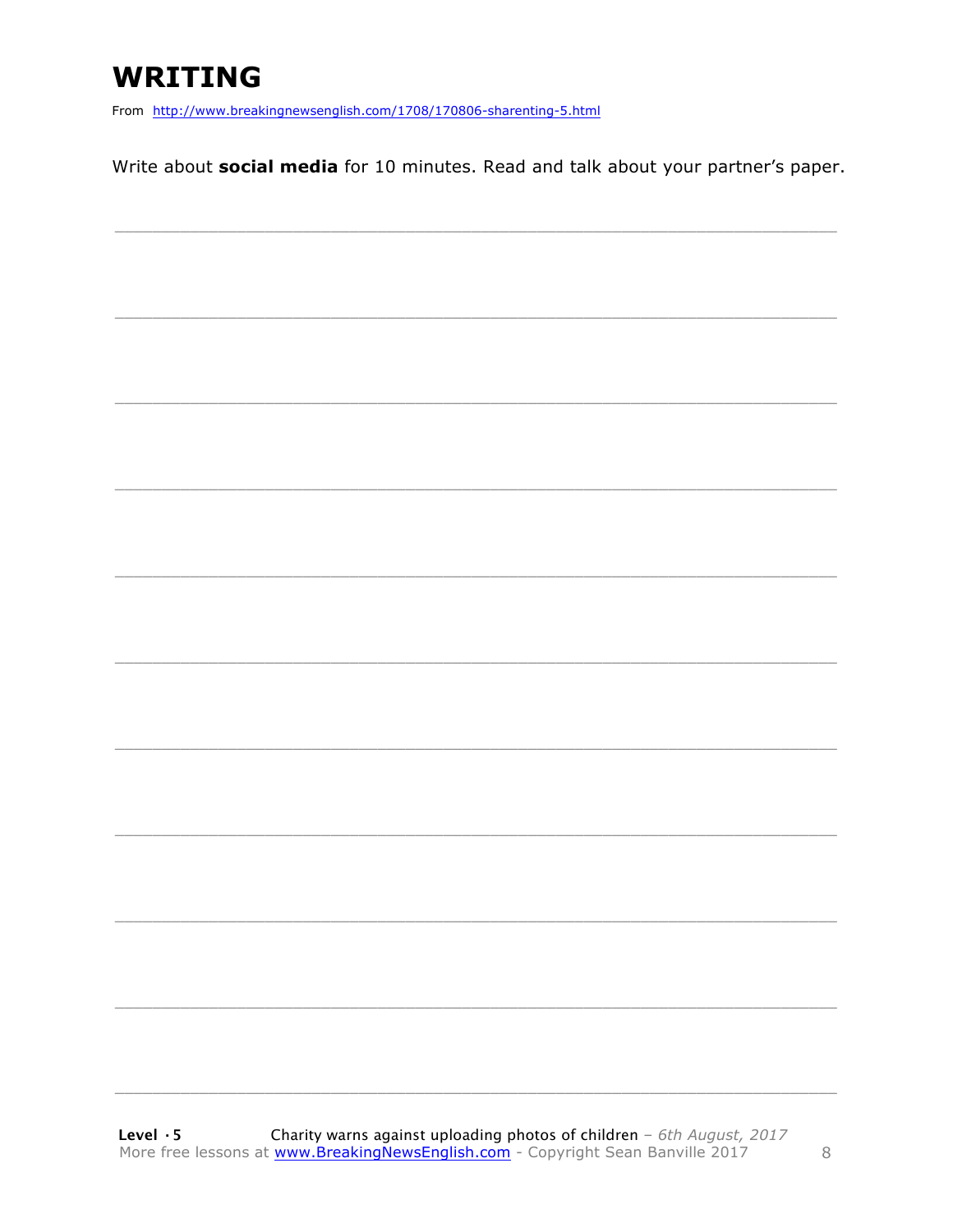# WRITING

From http://www.breakingnewsenglish.com/1708/170806-sharenting-5.html

Write about **social media** for 10 minutes. Read and talk about your partner's paper.

___________________________________________________________________________

___________________________________________________________________________

___________________________________________________________________________

___________________________________________________________________________

___________________________________________________________________________

___________________________________________________________________________

___________________________________________________________________________

___________________________________________________________________________

___________________________________________________________________________

___________________________________________________________________________

___________________________________________________________________________